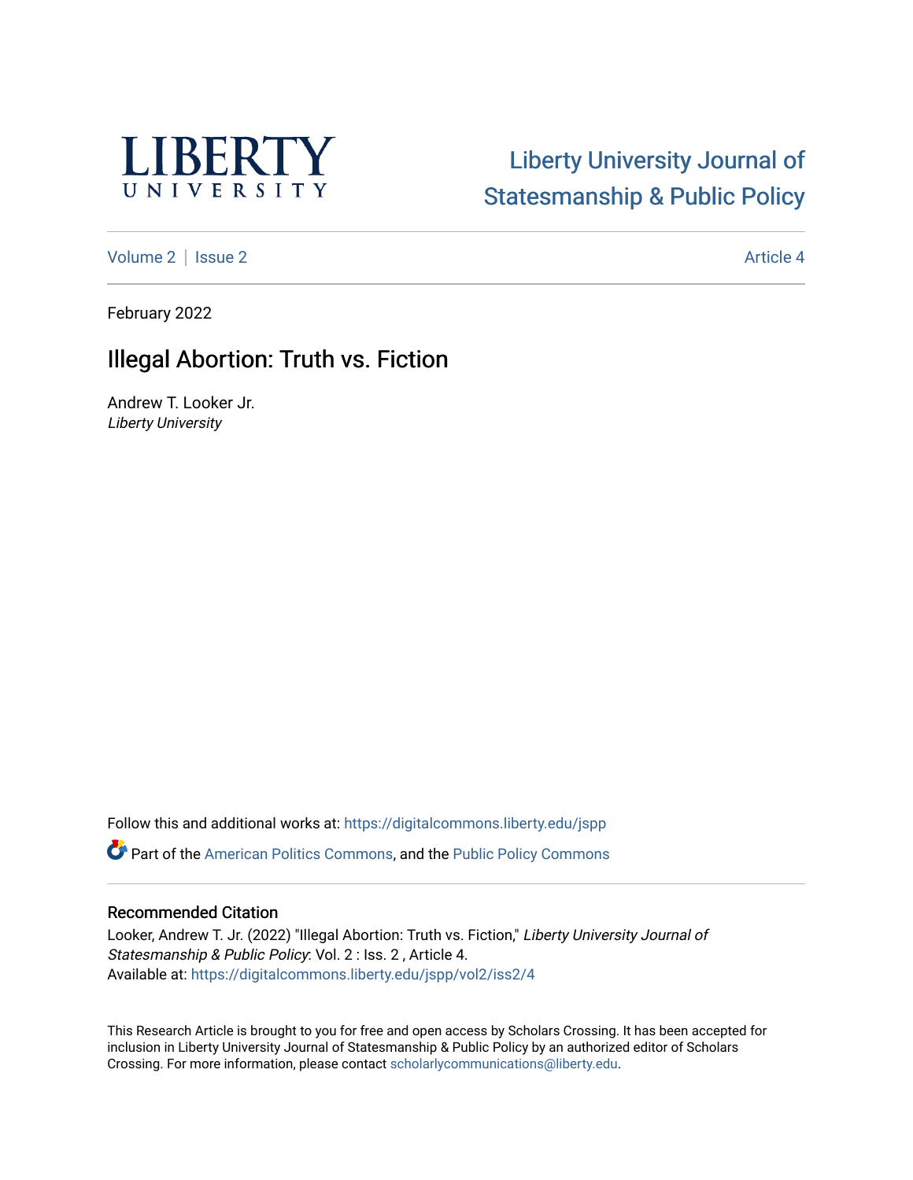LIBERTY UNIVERSITY

Liberty University Journal of Statesmanship & Public Policy

Volume 2 | Issue 2 Article 4

February 2022

# Illegal Abortion: Truth vs. Fiction

Andrew T. Looker Jr.
*Liberty University*

Follow this and additional works at: https://digitalcommons.liberty.edu/jspp

Part of the American Politics Commons, and the Public Policy Commons

## Recommended Citation

Looker, Andrew T. Jr. (2022) "Illegal Abortion: Truth vs. Fiction," *Liberty University Journal of Statesmanship & Public Policy*: Vol. 2 : Iss. 2 , Article 4.
Available at: https://digitalcommons.liberty.edu/jspp/vol2/iss2/4

This Research Article is brought to you for free and open access by Scholars Crossing. It has been accepted for inclusion in Liberty University Journal of Statesmanship & Public Policy by an authorized editor of Scholars Crossing. For more information, please contact scholarlycommunications@liberty.edu.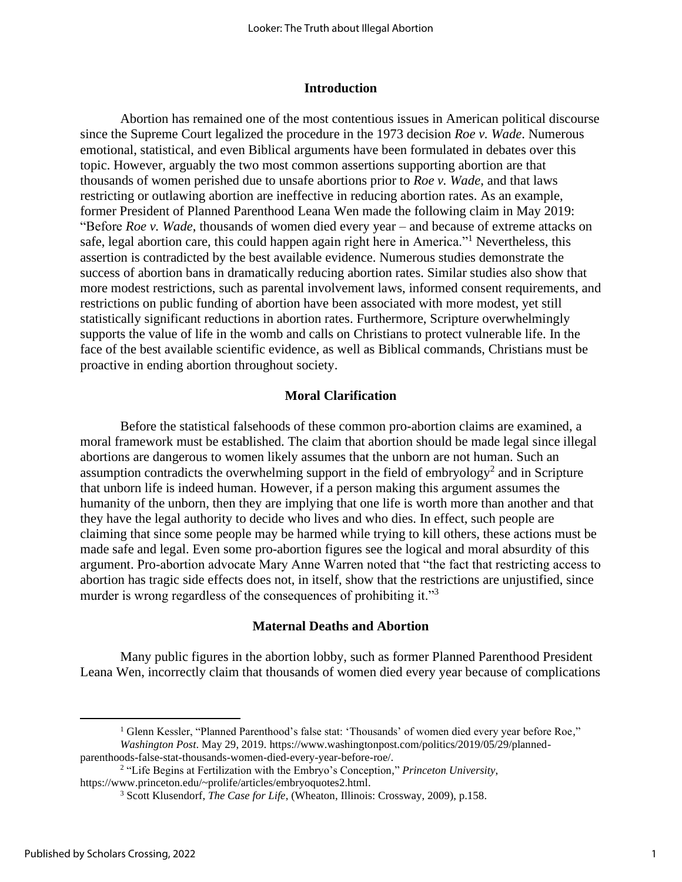## Introduction

Abortion has remained one of the most contentious issues in American political discourse since the Supreme Court legalized the procedure in the 1973 decision *Roe v. Wade*. Numerous emotional, statistical, and even Biblical arguments have been formulated in debates over this topic. However, arguably the two most common assertions supporting abortion are that thousands of women perished due to unsafe abortions prior to *Roe v. Wade*, and that laws restricting or outlawing abortion are ineffective in reducing abortion rates. As an example, former President of Planned Parenthood Leana Wen made the following claim in May 2019: "Before *Roe v. Wade*, thousands of women died every year – and because of extreme attacks on safe, legal abortion care, this could happen again right here in America."[1] Nevertheless, this assertion is contradicted by the best available evidence. Numerous studies demonstrate the success of abortion bans in dramatically reducing abortion rates. Similar studies also show that more modest restrictions, such as parental involvement laws, informed consent requirements, and restrictions on public funding of abortion have been associated with more modest, yet still statistically significant reductions in abortion rates. Furthermore, Scripture overwhelmingly supports the value of life in the womb and calls on Christians to protect vulnerable life. In the face of the best available scientific evidence, as well as Biblical commands, Christians must be proactive in ending abortion throughout society.

## Moral Clarification

Before the statistical falsehoods of these common pro-abortion claims are examined, a moral framework must be established. The claim that abortion should be made legal since illegal abortions are dangerous to women likely assumes that the unborn are not human. Such an assumption contradicts the overwhelming support in the field of embryology[2] and in Scripture that unborn life is indeed human. However, if a person making this argument assumes the humanity of the unborn, then they are implying that one life is worth more than another and that they have the legal authority to decide who lives and who dies. In effect, such people are claiming that since some people may be harmed while trying to kill others, these actions must be made safe and legal. Even some pro-abortion figures see the logical and moral absurdity of this argument. Pro-abortion advocate Mary Anne Warren noted that "the fact that restricting access to abortion has tragic side effects does not, in itself, show that the restrictions are unjustified, since murder is wrong regardless of the consequences of prohibiting it."[3]

## Maternal Deaths and Abortion

Many public figures in the abortion lobby, such as former Planned Parenthood President Leana Wen, incorrectly claim that thousands of women died every year because of complications

---

[1] Glenn Kessler, "Planned Parenthood's false stat: 'Thousands' of women died every year before Roe," *Washington Post*. May 29, 2019. https://www.washingtonpost.com/politics/2019/05/29/planned-parenthoods-false-stat-thousands-women-died-every-year-before-roe/.

[2] "Life Begins at Fertilization with the Embryo's Conception," *Princeton University*, https://www.princeton.edu/~prolife/articles/embryoquotes2.html.

[3] Scott Klusendorf, *The Case for Life*, (Wheaton, Illinois: Crossway, 2009), p.158.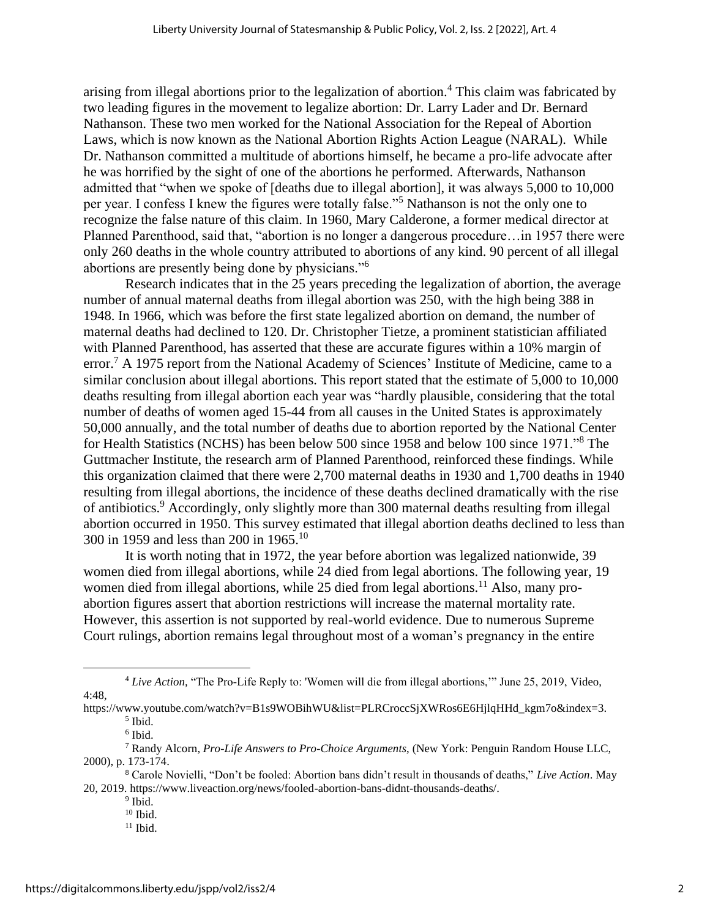arising from illegal abortions prior to the legalization of abortion.[4] This claim was fabricated by two leading figures in the movement to legalize abortion: Dr. Larry Lader and Dr. Bernard Nathanson. These two men worked for the National Association for the Repeal of Abortion Laws, which is now known as the National Abortion Rights Action League (NARAL). While Dr. Nathanson committed a multitude of abortions himself, he became a pro-life advocate after he was horrified by the sight of one of the abortions he performed. Afterwards, Nathanson admitted that "when we spoke of [deaths due to illegal abortion], it was always 5,000 to 10,000 per year. I confess I knew the figures were totally false."[5] Nathanson is not the only one to recognize the false nature of this claim. In 1960, Mary Calderone, a former medical director at Planned Parenthood, said that, "abortion is no longer a dangerous procedure…in 1957 there were only 260 deaths in the whole country attributed to abortions of any kind. 90 percent of all illegal abortions are presently being done by physicians."[6]

Research indicates that in the 25 years preceding the legalization of abortion, the average number of annual maternal deaths from illegal abortion was 250, with the high being 388 in 1948. In 1966, which was before the first state legalized abortion on demand, the number of maternal deaths had declined to 120. Dr. Christopher Tietze, a prominent statistician affiliated with Planned Parenthood, has asserted that these are accurate figures within a 10% margin of error.[7] A 1975 report from the National Academy of Sciences' Institute of Medicine, came to a similar conclusion about illegal abortions. This report stated that the estimate of 5,000 to 10,000 deaths resulting from illegal abortion each year was "hardly plausible, considering that the total number of deaths of women aged 15-44 from all causes in the United States is approximately 50,000 annually, and the total number of deaths due to abortion reported by the National Center for Health Statistics (NCHS) has been below 500 since 1958 and below 100 since 1971."[8] The Guttmacher Institute, the research arm of Planned Parenthood, reinforced these findings. While this organization claimed that there were 2,700 maternal deaths in 1930 and 1,700 deaths in 1940 resulting from illegal abortions, the incidence of these deaths declined dramatically with the rise of antibiotics.[9] Accordingly, only slightly more than 300 maternal deaths resulting from illegal abortion occurred in 1950. This survey estimated that illegal abortion deaths declined to less than 300 in 1959 and less than 200 in 1965.[10]

It is worth noting that in 1972, the year before abortion was legalized nationwide, 39 women died from illegal abortions, while 24 died from legal abortions. The following year, 19 women died from illegal abortions, while 25 died from legal abortions.[11] Also, many pro-abortion figures assert that abortion restrictions will increase the maternal mortality rate. However, this assertion is not supported by real-world evidence. Due to numerous Supreme Court rulings, abortion remains legal throughout most of a woman's pregnancy in the entire

---

[4] *Live Action*, "The Pro-Life Reply to: 'Women will die from illegal abortions,'" June 25, 2019, Video, 4:48, https://www.youtube.com/watch?v=B1s9WOBihWU&list=PLRCroccSjXWRos6E6HjlqHHd_kgm7o&index=3.

[5] Ibid.

[6] Ibid.

[7] Randy Alcorn, *Pro-Life Answers to Pro-Choice Arguments*, (New York: Penguin Random House LLC, 2000), p. 173-174.

[8] Carole Novielli, "Don't be fooled: Abortion bans didn't result in thousands of deaths," *Live Action*. May 20, 2019. https://www.liveaction.org/news/fooled-abortion-bans-didnt-thousands-deaths/.

[9] Ibid.

[10] Ibid.

[11] Ibid.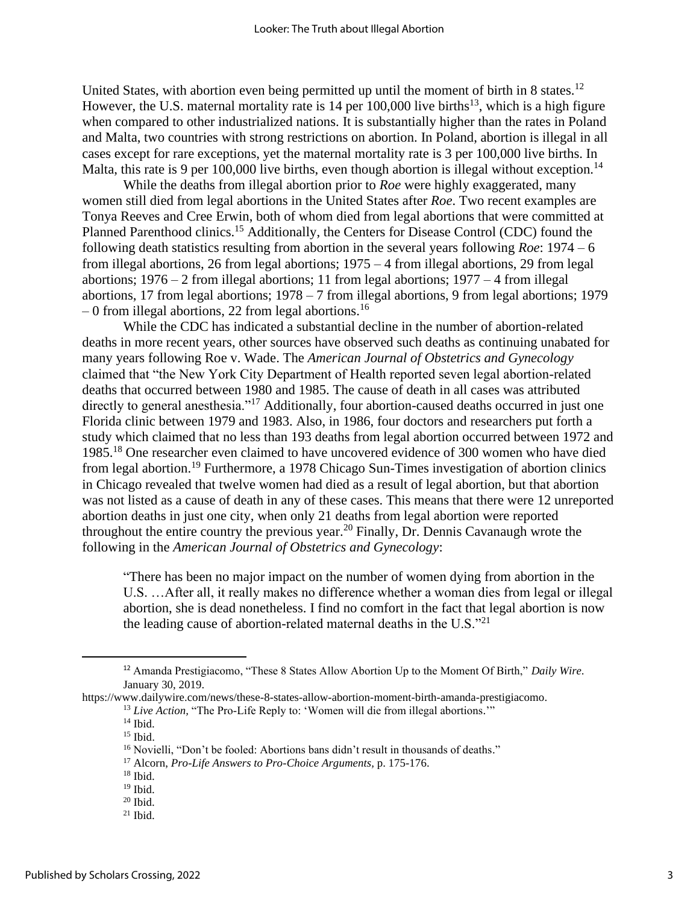United States, with abortion even being permitted up until the moment of birth in 8 states.[12] However, the U.S. maternal mortality rate is 14 per 100,000 live births[13], which is a high figure when compared to other industrialized nations. It is substantially higher than the rates in Poland and Malta, two countries with strong restrictions on abortion. In Poland, abortion is illegal in all cases except for rare exceptions, yet the maternal mortality rate is 3 per 100,000 live births. In Malta, this rate is 9 per 100,000 live births, even though abortion is illegal without exception.[14]

While the deaths from illegal abortion prior to *Roe* were highly exaggerated, many women still died from legal abortions in the United States after *Roe*. Two recent examples are Tonya Reeves and Cree Erwin, both of whom died from legal abortions that were committed at Planned Parenthood clinics.[15] Additionally, the Centers for Disease Control (CDC) found the following death statistics resulting from abortion in the several years following *Roe*: 1974 – 6 from illegal abortions, 26 from legal abortions; 1975 – 4 from illegal abortions, 29 from legal abortions; 1976 – 2 from illegal abortions; 11 from legal abortions; 1977 – 4 from illegal abortions, 17 from legal abortions; 1978 – 7 from illegal abortions, 9 from legal abortions; 1979 – 0 from illegal abortions, 22 from legal abortions.[16]

While the CDC has indicated a substantial decline in the number of abortion-related deaths in more recent years, other sources have observed such deaths as continuing unabated for many years following Roe v. Wade. The *American Journal of Obstetrics and Gynecology* claimed that "the New York City Department of Health reported seven legal abortion-related deaths that occurred between 1980 and 1985. The cause of death in all cases was attributed directly to general anesthesia."[17] Additionally, four abortion-caused deaths occurred in just one Florida clinic between 1979 and 1983. Also, in 1986, four doctors and researchers put forth a study which claimed that no less than 193 deaths from legal abortion occurred between 1972 and 1985.[18] One researcher even claimed to have uncovered evidence of 300 women who have died from legal abortion.[19] Furthermore, a 1978 Chicago Sun-Times investigation of abortion clinics in Chicago revealed that twelve women had died as a result of legal abortion, but that abortion was not listed as a cause of death in any of these cases. This means that there were 12 unreported abortion deaths in just one city, when only 21 deaths from legal abortion were reported throughout the entire country the previous year.[20] Finally, Dr. Dennis Cavanaugh wrote the following in the *American Journal of Obstetrics and Gynecology*:

> "There has been no major impact on the number of women dying from abortion in the U.S. …After all, it really makes no difference whether a woman dies from legal or illegal abortion, she is dead nonetheless. I find no comfort in the fact that legal abortion is now the leading cause of abortion-related maternal deaths in the U.S."[21]

---

[12] Amanda Prestigiacomo, "These 8 States Allow Abortion Up to the Moment Of Birth," *Daily Wire.* January 30, 2019. https://www.dailywire.com/news/these-8-states-allow-abortion-moment-birth-amanda-prestigiacomo.

[13] *Live Action,* "The Pro-Life Reply to: 'Women will die from illegal abortions.'"

[14] Ibid.

[15] Ibid.

[16] Novielli, "Don't be fooled: Abortions bans didn't result in thousands of deaths."

[17] Alcorn, *Pro-Life Answers to Pro-Choice Arguments,* p. 175-176.

[18] Ibid.

[19] Ibid.

[20] Ibid.

[21] Ibid.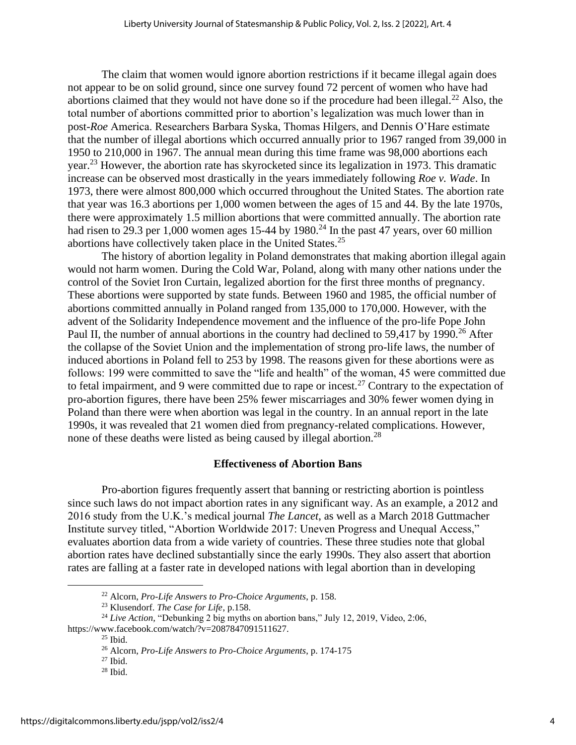The claim that women would ignore abortion restrictions if it became illegal again does not appear to be on solid ground, since one survey found 72 percent of women who have had abortions claimed that they would not have done so if the procedure had been illegal.[22] Also, the total number of abortions committed prior to abortion's legalization was much lower than in post-*Roe* America. Researchers Barbara Syska, Thomas Hilgers, and Dennis O'Hare estimate that the number of illegal abortions which occurred annually prior to 1967 ranged from 39,000 in 1950 to 210,000 in 1967. The annual mean during this time frame was 98,000 abortions each year.[23] However, the abortion rate has skyrocketed since its legalization in 1973. This dramatic increase can be observed most drastically in the years immediately following *Roe v. Wade*. In 1973, there were almost 800,000 which occurred throughout the United States. The abortion rate that year was 16.3 abortions per 1,000 women between the ages of 15 and 44. By the late 1970s, there were approximately 1.5 million abortions that were committed annually. The abortion rate had risen to 29.3 per 1,000 women ages 15-44 by 1980.[24] In the past 47 years, over 60 million abortions have collectively taken place in the United States.[25]

The history of abortion legality in Poland demonstrates that making abortion illegal again would not harm women. During the Cold War, Poland, along with many other nations under the control of the Soviet Iron Curtain, legalized abortion for the first three months of pregnancy. These abortions were supported by state funds. Between 1960 and 1985, the official number of abortions committed annually in Poland ranged from 135,000 to 170,000. However, with the advent of the Solidarity Independence movement and the influence of the pro-life Pope John Paul II, the number of annual abortions in the country had declined to 59,417 by 1990.[26] After the collapse of the Soviet Union and the implementation of strong pro-life laws, the number of induced abortions in Poland fell to 253 by 1998. The reasons given for these abortions were as follows: 199 were committed to save the "life and health" of the woman, 45 were committed due to fetal impairment, and 9 were committed due to rape or incest.[27] Contrary to the expectation of pro-abortion figures, there have been 25% fewer miscarriages and 30% fewer women dying in Poland than there were when abortion was legal in the country. In an annual report in the late 1990s, it was revealed that 21 women died from pregnancy-related complications. However, none of these deaths were listed as being caused by illegal abortion.[28]

## Effectiveness of Abortion Bans

Pro-abortion figures frequently assert that banning or restricting abortion is pointless since such laws do not impact abortion rates in any significant way. As an example, a 2012 and 2016 study from the U.K.'s medical journal *The Lancet*, as well as a March 2018 Guttmacher Institute survey titled, "Abortion Worldwide 2017: Uneven Progress and Unequal Access," evaluates abortion data from a wide variety of countries. These three studies note that global abortion rates have declined substantially since the early 1990s. They also assert that abortion rates are falling at a faster rate in developed nations with legal abortion than in developing

---

[22] Alcorn, *Pro-Life Answers to Pro-Choice Arguments*, p. 158.

[23] Klusendorf. *The Case for Life*, p.158.

[24] *Live Action,* "Debunking 2 big myths on abortion bans," July 12, 2019, Video, 2:06, https://www.facebook.com/watch/?v=2087847091511627.

[25] Ibid.

[26] Alcorn, *Pro-Life Answers to Pro-Choice Arguments*, p. 174-175

[27] Ibid.

[28] Ibid.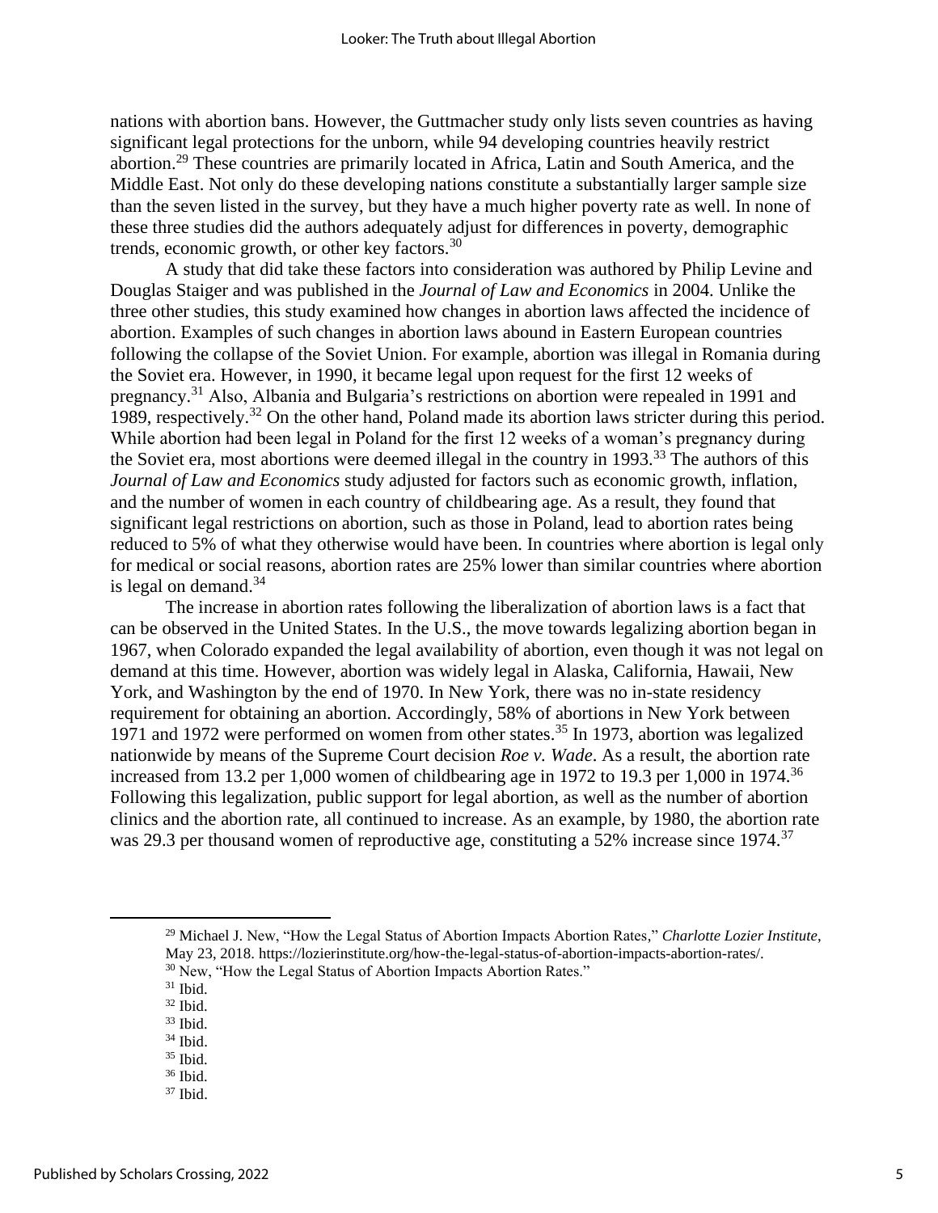nations with abortion bans. However, the Guttmacher study only lists seven countries as having significant legal protections for the unborn, while 94 developing countries heavily restrict abortion.[29] These countries are primarily located in Africa, Latin and South America, and the Middle East. Not only do these developing nations constitute a substantially larger sample size than the seven listed in the survey, but they have a much higher poverty rate as well. In none of these three studies did the authors adequately adjust for differences in poverty, demographic trends, economic growth, or other key factors.[30]

A study that did take these factors into consideration was authored by Philip Levine and Douglas Staiger and was published in the *Journal of Law and Economics* in 2004. Unlike the three other studies, this study examined how changes in abortion laws affected the incidence of abortion. Examples of such changes in abortion laws abound in Eastern European countries following the collapse of the Soviet Union. For example, abortion was illegal in Romania during the Soviet era. However, in 1990, it became legal upon request for the first 12 weeks of pregnancy.[31] Also, Albania and Bulgaria's restrictions on abortion were repealed in 1991 and 1989, respectively.[32] On the other hand, Poland made its abortion laws stricter during this period. While abortion had been legal in Poland for the first 12 weeks of a woman's pregnancy during the Soviet era, most abortions were deemed illegal in the country in 1993.[33] The authors of this *Journal of Law and Economics* study adjusted for factors such as economic growth, inflation, and the number of women in each country of childbearing age. As a result, they found that significant legal restrictions on abortion, such as those in Poland, lead to abortion rates being reduced to 5% of what they otherwise would have been. In countries where abortion is legal only for medical or social reasons, abortion rates are 25% lower than similar countries where abortion is legal on demand.[34]

The increase in abortion rates following the liberalization of abortion laws is a fact that can be observed in the United States. In the U.S., the move towards legalizing abortion began in 1967, when Colorado expanded the legal availability of abortion, even though it was not legal on demand at this time. However, abortion was widely legal in Alaska, California, Hawaii, New York, and Washington by the end of 1970. In New York, there was no in-state residency requirement for obtaining an abortion. Accordingly, 58% of abortions in New York between 1971 and 1972 were performed on women from other states.[35] In 1973, abortion was legalized nationwide by means of the Supreme Court decision *Roe v. Wade*. As a result, the abortion rate increased from 13.2 per 1,000 women of childbearing age in 1972 to 19.3 per 1,000 in 1974.[36] Following this legalization, public support for legal abortion, as well as the number of abortion clinics and the abortion rate, all continued to increase. As an example, by 1980, the abortion rate was 29.3 per thousand women of reproductive age, constituting a 52% increase since 1974.[37]

---

[29] Michael J. New, "How the Legal Status of Abortion Impacts Abortion Rates," *Charlotte Lozier Institute*, May 23, 2018. https://lozierinstitute.org/how-the-legal-status-of-abortion-impacts-abortion-rates/.

[30] New, "How the Legal Status of Abortion Impacts Abortion Rates."

[31] Ibid.

[32] Ibid.

[33] Ibid.

[34] Ibid.

[35] Ibid.

[36] Ibid.

[37] Ibid.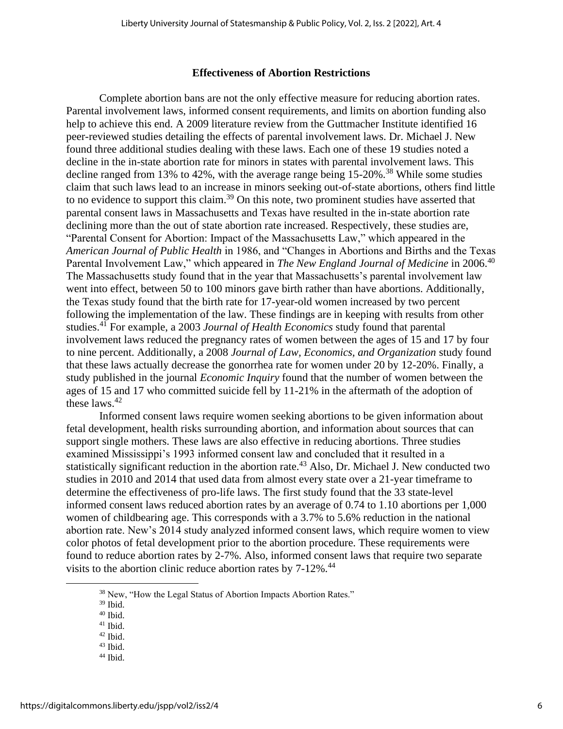## Effectiveness of Abortion Restrictions

Complete abortion bans are not the only effective measure for reducing abortion rates. Parental involvement laws, informed consent requirements, and limits on abortion funding also help to achieve this end. A 2009 literature review from the Guttmacher Institute identified 16 peer-reviewed studies detailing the effects of parental involvement laws. Dr. Michael J. New found three additional studies dealing with these laws. Each one of these 19 studies noted a decline in the in-state abortion rate for minors in states with parental involvement laws. This decline ranged from 13% to 42%, with the average range being 15-20%.[38] While some studies claim that such laws lead to an increase in minors seeking out-of-state abortions, others find little to no evidence to support this claim.[39] On this note, two prominent studies have asserted that parental consent laws in Massachusetts and Texas have resulted in the in-state abortion rate declining more than the out of state abortion rate increased. Respectively, these studies are, "Parental Consent for Abortion: Impact of the Massachusetts Law," which appeared in the *American Journal of Public Health* in 1986, and "Changes in Abortions and Births and the Texas Parental Involvement Law," which appeared in *The New England Journal of Medicine* in 2006.[40] The Massachusetts study found that in the year that Massachusetts's parental involvement law went into effect, between 50 to 100 minors gave birth rather than have abortions. Additionally, the Texas study found that the birth rate for 17-year-old women increased by two percent following the implementation of the law. These findings are in keeping with results from other studies.[41] For example, a 2003 *Journal of Health Economics* study found that parental involvement laws reduced the pregnancy rates of women between the ages of 15 and 17 by four to nine percent. Additionally, a 2008 *Journal of Law, Economics, and Organization* study found that these laws actually decrease the gonorrhea rate for women under 20 by 12-20%. Finally, a study published in the journal *Economic Inquiry* found that the number of women between the ages of 15 and 17 who committed suicide fell by 11-21% in the aftermath of the adoption of these laws.[42]

Informed consent laws require women seeking abortions to be given information about fetal development, health risks surrounding abortion, and information about sources that can support single mothers. These laws are also effective in reducing abortions. Three studies examined Mississippi's 1993 informed consent law and concluded that it resulted in a statistically significant reduction in the abortion rate.[43] Also, Dr. Michael J. New conducted two studies in 2010 and 2014 that used data from almost every state over a 21-year timeframe to determine the effectiveness of pro-life laws. The first study found that the 33 state-level informed consent laws reduced abortion rates by an average of 0.74 to 1.10 abortions per 1,000 women of childbearing age. This corresponds with a 3.7% to 5.6% reduction in the national abortion rate. New's 2014 study analyzed informed consent laws, which require women to view color photos of fetal development prior to the abortion procedure. These requirements were found to reduce abortion rates by 2-7%. Also, informed consent laws that require two separate visits to the abortion clinic reduce abortion rates by 7-12%.[44]

---

[38] New, "How the Legal Status of Abortion Impacts Abortion Rates."

[39] Ibid.

[40] Ibid.

[41] Ibid.

[42] Ibid.

[43] Ibid.

[44] Ibid.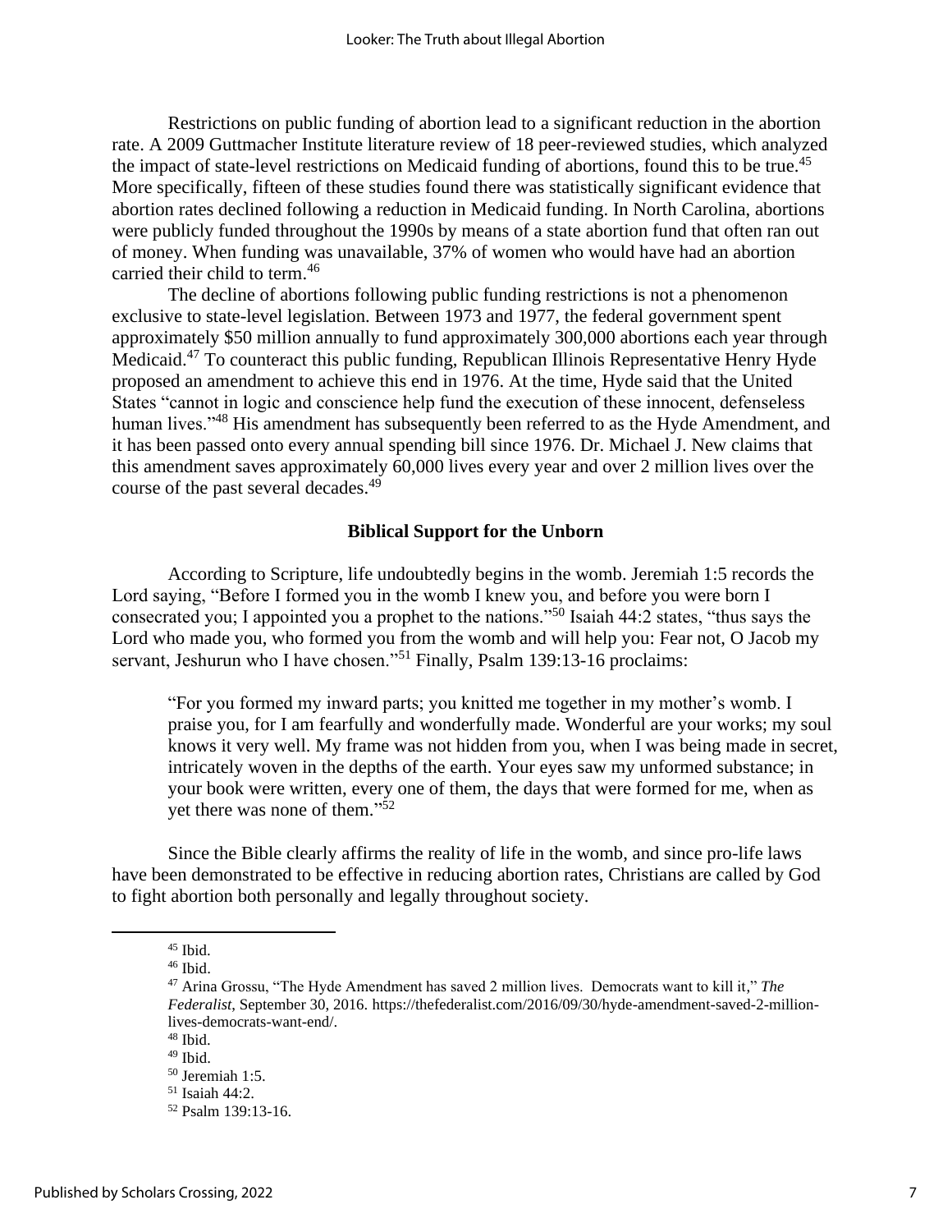Restrictions on public funding of abortion lead to a significant reduction in the abortion rate. A 2009 Guttmacher Institute literature review of 18 peer-reviewed studies, which analyzed the impact of state-level restrictions on Medicaid funding of abortions, found this to be true.[45] More specifically, fifteen of these studies found there was statistically significant evidence that abortion rates declined following a reduction in Medicaid funding. In North Carolina, abortions were publicly funded throughout the 1990s by means of a state abortion fund that often ran out of money. When funding was unavailable, 37% of women who would have had an abortion carried their child to term.[46]

The decline of abortions following public funding restrictions is not a phenomenon exclusive to state-level legislation. Between 1973 and 1977, the federal government spent approximately $50 million annually to fund approximately 300,000 abortions each year through Medicaid.[47] To counteract this public funding, Republican Illinois Representative Henry Hyde proposed an amendment to achieve this end in 1976. At the time, Hyde said that the United States "cannot in logic and conscience help fund the execution of these innocent, defenseless human lives."[48] His amendment has subsequently been referred to as the Hyde Amendment, and it has been passed onto every annual spending bill since 1976. Dr. Michael J. New claims that this amendment saves approximately 60,000 lives every year and over 2 million lives over the course of the past several decades.[49]

### Biblical Support for the Unborn

According to Scripture, life undoubtedly begins in the womb. Jeremiah 1:5 records the Lord saying, "Before I formed you in the womb I knew you, and before you were born I consecrated you; I appointed you a prophet to the nations."[50] Isaiah 44:2 states, "thus says the Lord who made you, who formed you from the womb and will help you: Fear not, O Jacob my servant, Jeshurun who I have chosen."[51] Finally, Psalm 139:13-16 proclaims:

> "For you formed my inward parts; you knitted me together in my mother's womb. I praise you, for I am fearfully and wonderfully made. Wonderful are your works; my soul knows it very well. My frame was not hidden from you, when I was being made in secret, intricately woven in the depths of the earth. Your eyes saw my unformed substance; in your book were written, every one of them, the days that were formed for me, when as yet there was none of them."[52]

Since the Bible clearly affirms the reality of life in the womb, and since pro-life laws have been demonstrated to be effective in reducing abortion rates, Christians are called by God to fight abortion both personally and legally throughout society.

---

[45] Ibid.

[46] Ibid.

[47] Arina Grossu, "The Hyde Amendment has saved 2 million lives. Democrats want to kill it," *The Federalist*, September 30, 2016. https://thefederalist.com/2016/09/30/hyde-amendment-saved-2-million-lives-democrats-want-end/.

[48] Ibid.

[49] Ibid.

[50] Jeremiah 1:5.

[51] Isaiah 44:2.

[52] Psalm 139:13-16.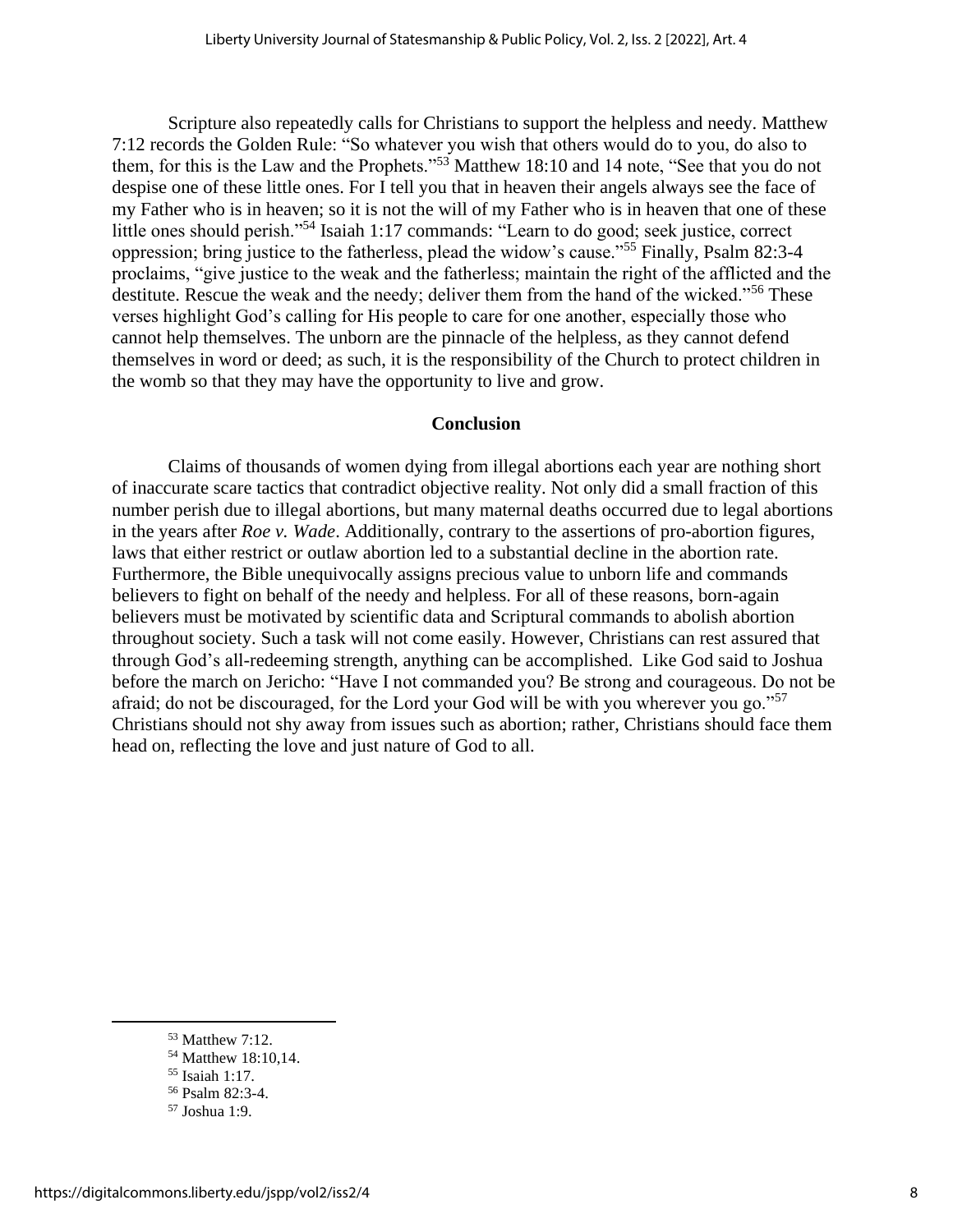Scripture also repeatedly calls for Christians to support the helpless and needy. Matthew 7:12 records the Golden Rule: "So whatever you wish that others would do to you, do also to them, for this is the Law and the Prophets."[53] Matthew 18:10 and 14 note, "See that you do not despise one of these little ones. For I tell you that in heaven their angels always see the face of my Father who is in heaven; so it is not the will of my Father who is in heaven that one of these little ones should perish."[54] Isaiah 1:17 commands: "Learn to do good; seek justice, correct oppression; bring justice to the fatherless, plead the widow's cause."[55] Finally, Psalm 82:3-4 proclaims, "give justice to the weak and the fatherless; maintain the right of the afflicted and the destitute. Rescue the weak and the needy; deliver them from the hand of the wicked."[56] These verses highlight God's calling for His people to care for one another, especially those who cannot help themselves. The unborn are the pinnacle of the helpless, as they cannot defend themselves in word or deed; as such, it is the responsibility of the Church to protect children in the womb so that they may have the opportunity to live and grow.

## Conclusion

Claims of thousands of women dying from illegal abortions each year are nothing short of inaccurate scare tactics that contradict objective reality. Not only did a small fraction of this number perish due to illegal abortions, but many maternal deaths occurred due to legal abortions in the years after *Roe v. Wade*. Additionally, contrary to the assertions of pro-abortion figures, laws that either restrict or outlaw abortion led to a substantial decline in the abortion rate. Furthermore, the Bible unequivocally assigns precious value to unborn life and commands believers to fight on behalf of the needy and helpless. For all of these reasons, born-again believers must be motivated by scientific data and Scriptural commands to abolish abortion throughout society. Such a task will not come easily. However, Christians can rest assured that through God's all-redeeming strength, anything can be accomplished. Like God said to Joshua before the march on Jericho: "Have I not commanded you? Be strong and courageous. Do not be afraid; do not be discouraged, for the Lord your God will be with you wherever you go."[57] Christians should not shy away from issues such as abortion; rather, Christians should face them head on, reflecting the love and just nature of God to all.

---

[53] Matthew 7:12.

[54] Matthew 18:10,14.

[55] Isaiah 1:17.

[56] Psalm 82:3-4.

[57] Joshua 1:9.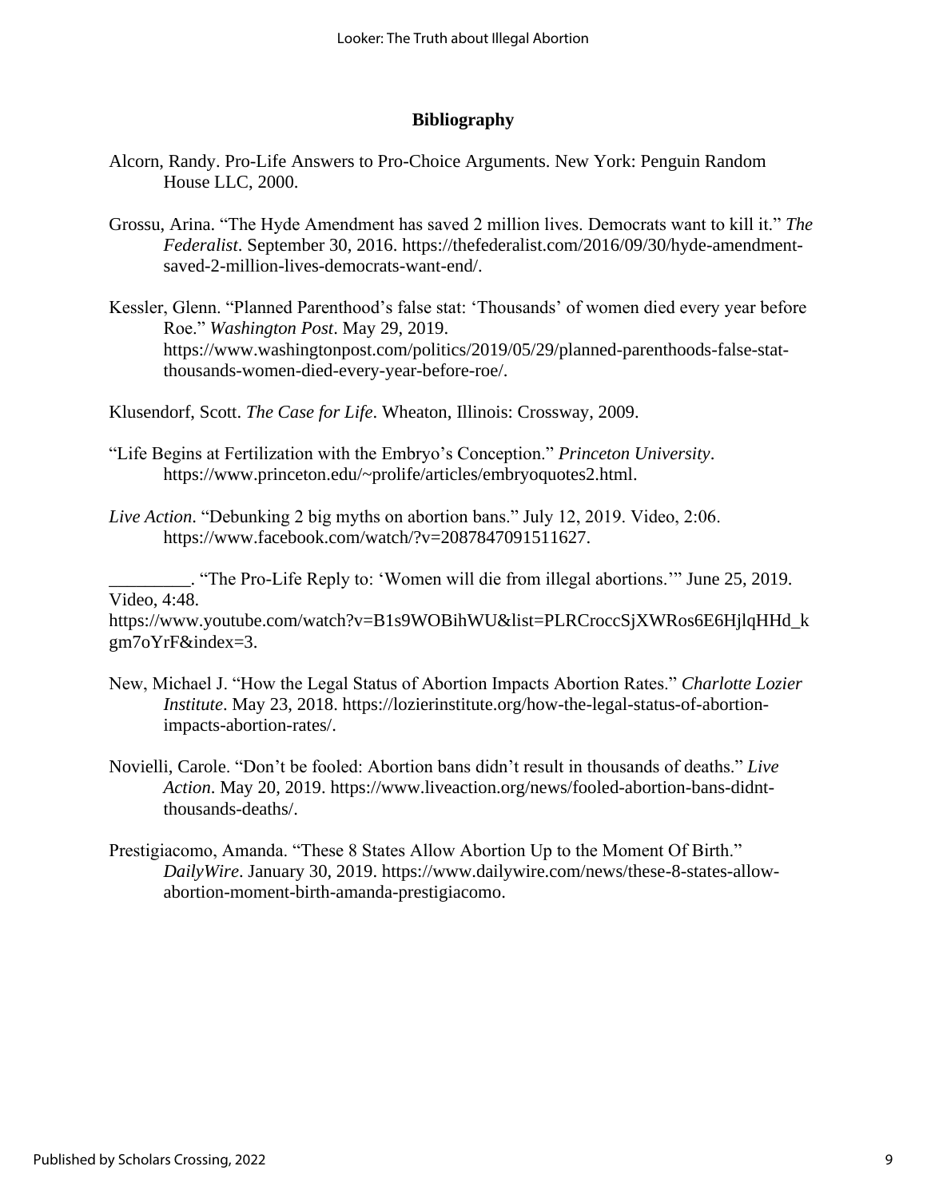**Bibliography**

Alcorn, Randy. Pro-Life Answers to Pro-Choice Arguments. New York: Penguin Random House LLC, 2000.

Grossu, Arina. "The Hyde Amendment has saved 2 million lives. Democrats want to kill it." *The Federalist*. September 30, 2016. https://thefederalist.com/2016/09/30/hyde-amendment-saved-2-million-lives-democrats-want-end/.

Kessler, Glenn. "Planned Parenthood's false stat: 'Thousands' of women died every year before Roe." *Washington Post*. May 29, 2019. https://www.washingtonpost.com/politics/2019/05/29/planned-parenthoods-false-stat-thousands-women-died-every-year-before-roe/.

Klusendorf, Scott. *The Case for Life*. Wheaton, Illinois: Crossway, 2009.

"Life Begins at Fertilization with the Embryo's Conception." *Princeton University*. https://www.princeton.edu/~prolife/articles/embryoquotes2.html.

*Live Action*. "Debunking 2 big myths on abortion bans." July 12, 2019. Video, 2:06. https://www.facebook.com/watch/?v=2087847091511627.

_________. "The Pro-Life Reply to: 'Women will die from illegal abortions.'" June 25, 2019. Video, 4:48. https://www.youtube.com/watch?v=B1s9WOBihWU&list=PLRCroccSjXWRos6E6HjlqHHd_kgm7oYrF&index=3.

New, Michael J. "How the Legal Status of Abortion Impacts Abortion Rates." *Charlotte Lozier Institute*. May 23, 2018. https://lozierinstitute.org/how-the-legal-status-of-abortion-impacts-abortion-rates/.

Novielli, Carole. "Don't be fooled: Abortion bans didn't result in thousands of deaths." *Live Action*. May 20, 2019. https://www.liveaction.org/news/fooled-abortion-bans-didnt-thousands-deaths/.

Prestigiacomo, Amanda. "These 8 States Allow Abortion Up to the Moment Of Birth." *DailyWire*. January 30, 2019. https://www.dailywire.com/news/these-8-states-allow-abortion-moment-birth-amanda-prestigiacomo.